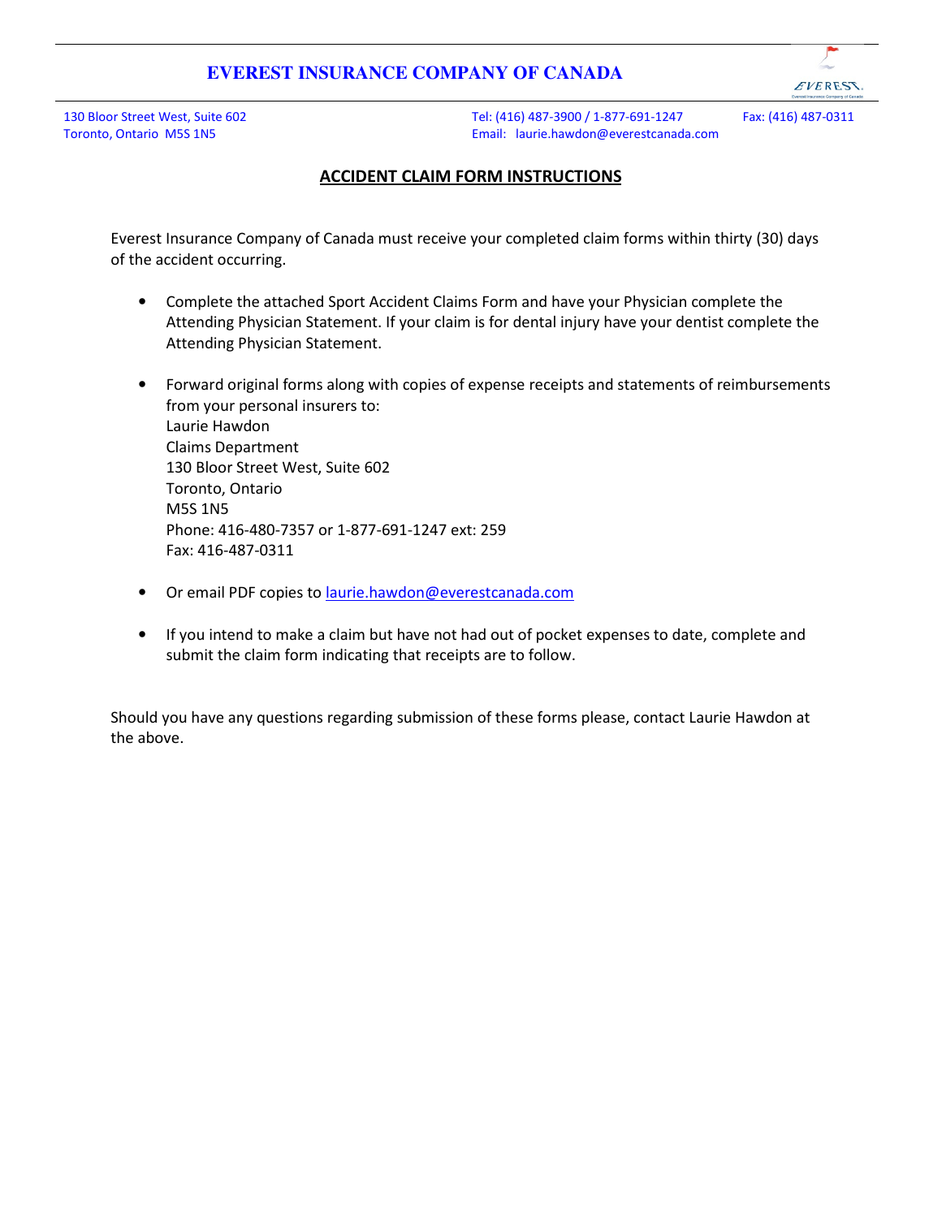# EVEREST INSURANCE COMPANY OF CANADA

130 Bloor Street West, Suite 602
Toronto, Ontario M5S 1N5

Tel: (416) 487-3900 / 1-877-691-1247
Email: laurie.hawdon@everestcanada.com

Fax: (416) 487-0311

## ACCIDENT CLAIM FORM INSTRUCTIONS

Everest Insurance Company of Canada must receive your completed claim forms within thirty (30) days of the accident occurring.

- Complete the attached Sport Accident Claims Form and have your Physician complete the Attending Physician Statement. If your claim is for dental injury have your dentist complete the Attending Physician Statement.

- Forward original forms along with copies of expense receipts and statements of reimbursements from your personal insurers to:
  Laurie Hawdon
  Claims Department
  130 Bloor Street West, Suite 602
  Toronto, Ontario
  M5S 1N5
  Phone: 416-480-7357 or 1-877-691-1247 ext: 259
  Fax: 416-487-0311

- Or email PDF copies to laurie.hawdon@everestcanada.com

- If you intend to make a claim but have not had out of pocket expenses to date, complete and submit the claim form indicating that receipts are to follow.

Should you have any questions regarding submission of these forms please, contact Laurie Hawdon at the above.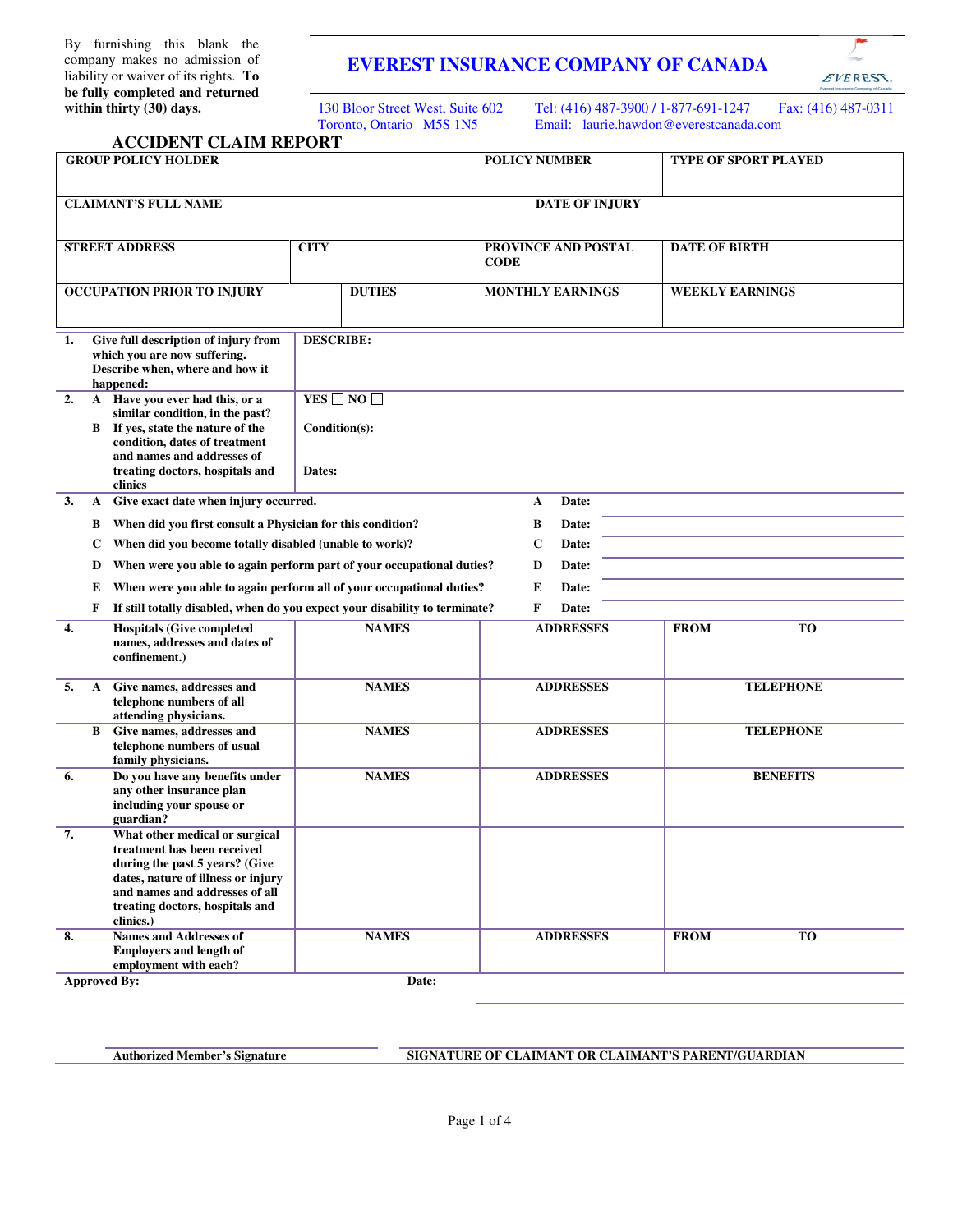By furnishing this blank the company makes no admission of liability or waiver of its rights. **To be fully completed and returned within thirty (30) days.**

# EVEREST INSURANCE COMPANY OF CANADA

130 Bloor Street West, Suite 602
Toronto, Ontario M5S 1N5

Tel: (416) 487-3900 / 1-877-691-1247 Fax: (416) 487-0311
Email: laurie.hawdon@everestcanada.com

## ACCIDENT CLAIM REPORT

| GROUP POLICY HOLDER | | POLICY NUMBER | TYPE OF SPORT PLAYED |
|---|---|---|---|
| **CLAIMANT'S FULL NAME** | | **DATE OF INJURY** | |
| **STREET ADDRESS** | **CITY** | **PROVINCE AND POSTAL CODE** | **DATE OF BIRTH** |
| **OCCUPATION PRIOR TO INJURY** | **DUTIES** | **MONTHLY EARNINGS** | **WEEKLY EARNINGS** |

**1.** **Give full description of injury from which you are now suffering. Describe when, where and how it happened:**

**DESCRIBE:**

**2. A** **Have you ever had this, or a similar condition, in the past?** YES ☐ NO ☐

**B** **If yes, state the nature of the condition, dates of treatment and names and addresses of treating doctors, hospitals and clinics**

**Condition(s):**

**Dates:**

**3.**

| | | | |
|---|---|---|---|
| **A** | **Give exact date when injury occurred.** | **A** | **Date:** |
| **B** | **When did you first consult a Physician for this condition?** | **B** | **Date:** |
| **C** | **When did you become totally disabled (unable to work)?** | **C** | **Date:** |
| **D** | **When were you able to again perform part of your occupational duties?** | **D** | **Date:** |
| **E** | **When were you able to again perform all of your occupational duties?** | **E** | **Date:** |
| **F** | **If still totally disabled, when do you expect your disability to terminate?** | **F** | **Date:** |

| | | NAMES | ADDRESSES | FROM | TO |
|---|---|---|---|---|---|
| **4.** | **Hospitals (Give completed names, addresses and dates of confinement.)** | | | | |

| | | NAMES | ADDRESSES | TELEPHONE |
|---|---|---|---|---|
| **5. A** | **Give names, addresses and telephone numbers of all attending physicians.** | | | |
| **B** | **Give names, addresses and telephone numbers of usual family physicians.** | | | |

| | | NAMES | ADDRESSES | BENEFITS |
|---|---|---|---|---|
| **6.** | **Do you have any benefits under any other insurance plan including your spouse or guardian?** | | | |

**7.** **What other medical or surgical treatment has been received during the past 5 years? (Give dates, nature of illness or injury and names and addresses of all treating doctors, hospitals and clinics.)**

| | | NAMES | ADDRESSES | FROM | TO |
|---|---|---|---|---|---|
| **8.** | **Names and Addresses of Employers and length of employment with each?** | | | | |

**Approved By:** **Date:**

**Authorized Member's Signature**

**SIGNATURE OF CLAIMANT OR CLAIMANT'S PARENT/GUARDIAN**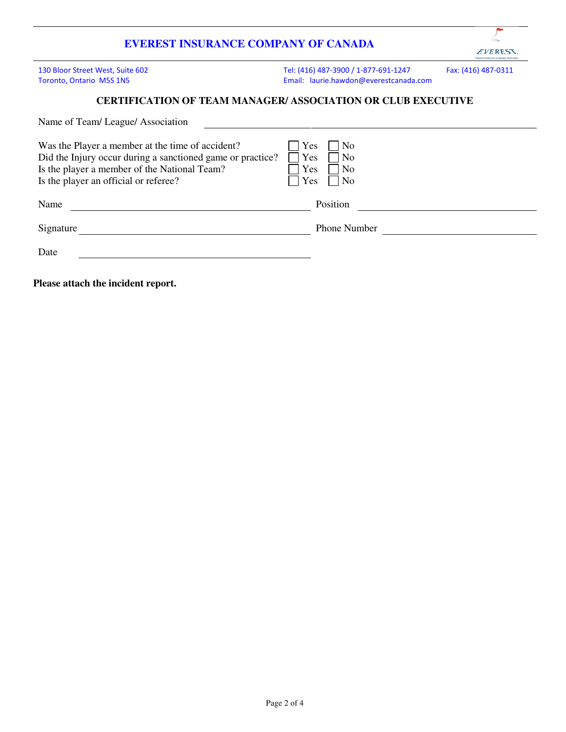# EVEREST INSURANCE COMPANY OF CANADA

130 Bloor Street West, Suite 602
Toronto, Ontario M5S 1N5

Tel: (416) 487-3900 / 1-877-691-1247
Email: laurie.hawdon@everestcanada.com

Fax: (416) 487-0311

## CERTIFICATION OF TEAM MANAGER/ ASSOCIATION OR CLUB EXECUTIVE

Name of Team/ League/ Association ____________________________________________

| | | |
|---|---|---|
| Was the Player a member at the time of accident? | ☐ Yes | ☐ No |
| Did the Injury occur during a sanctioned game or practice? | ☐ Yes | ☐ No |
| Is the player a member of the National Team? | ☐ Yes | ☐ No |
| Is the player an official or referee? | ☐ Yes | ☐ No |

Name ______________________________ Position ______________________________

Signature ______________________________ Phone Number ______________________________

Date ______________________________

**Please attach the incident report.**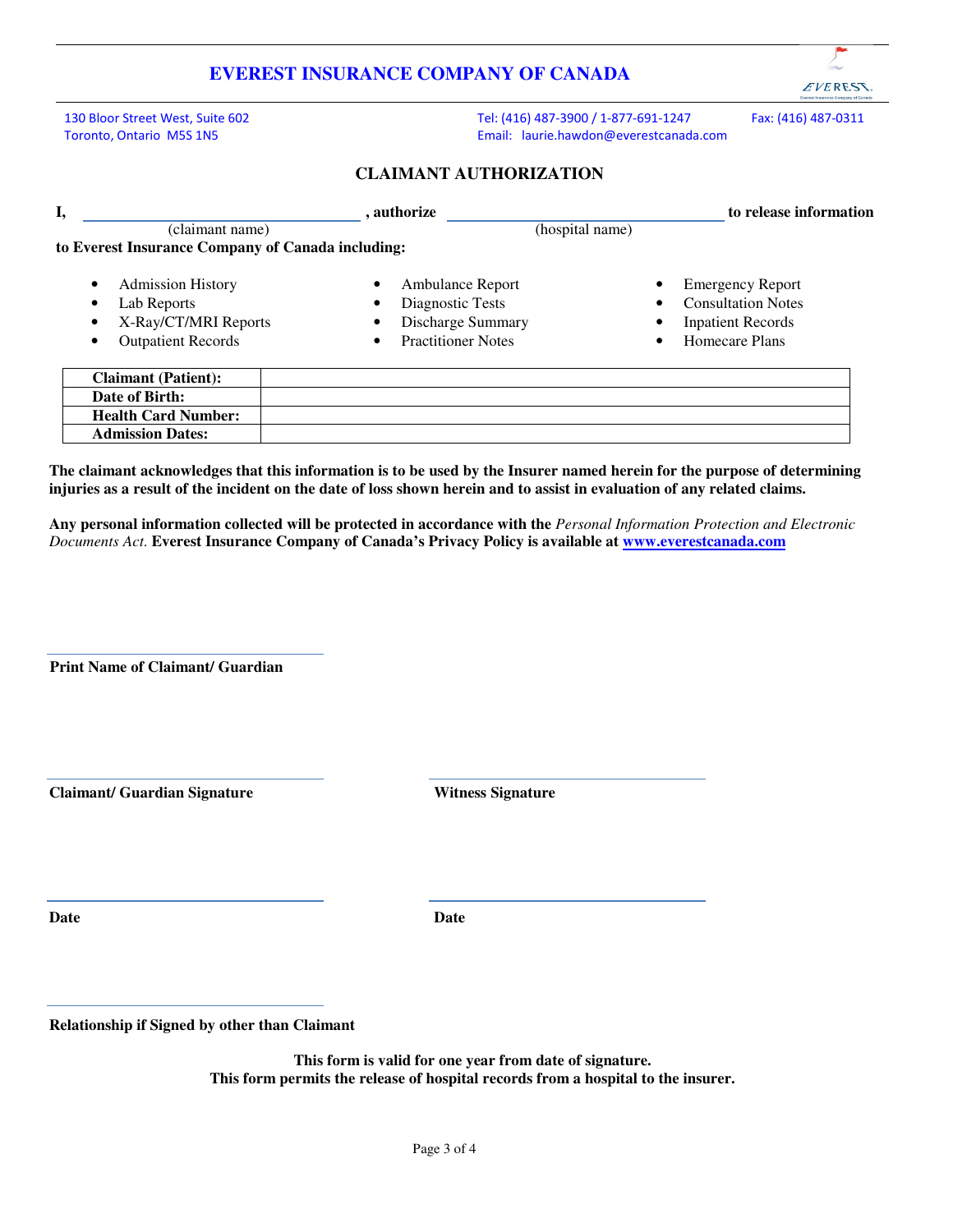# EVEREST INSURANCE COMPANY OF CANADA

130 Bloor Street West, Suite 602
Toronto, Ontario M5S 1N5

Tel: (416) 487-3900 / 1-877-691-1247
Email: laurie.hawdon@everestcanada.com

Fax: (416) 487-0311

## CLAIMANT AUTHORIZATION

**I, ______________________ (claimant name), authorize ______________________ (hospital name) to release information to Everest Insurance Company of Canada including:**

- Admission History
- Lab Reports
- X-Ray/CT/MRI Reports
- Outpatient Records
- Ambulance Report
- Diagnostic Tests
- Discharge Summary
- Practitioner Notes
- Emergency Report
- Consultation Notes
- Inpatient Records
- Homecare Plans

| **Claimant (Patient):** | |
|---|---|
| **Date of Birth:** | |
| **Health Card Number:** | |
| **Admission Dates:** | |

**The claimant acknowledges that this information is to be used by the Insurer named herein for the purpose of determining injuries as a result of the incident on the date of loss shown herein and to assist in evaluation of any related claims.**

**Any personal information collected will be protected in accordance with the** *Personal Information Protection and Electronic Documents Act.* **Everest Insurance Company of Canada's Privacy Policy is available at [www.everestcanada.com](http://www.everestcanada.com)**

______________________
**Print Name of Claimant/ Guardian**

______________________
**Claimant/ Guardian Signature**

______________________
**Witness Signature**

______________________
**Date**

______________________
**Date**

______________________
**Relationship if Signed by other than Claimant**

**This form is valid for one year from date of signature.**
**This form permits the release of hospital records from a hospital to the insurer.**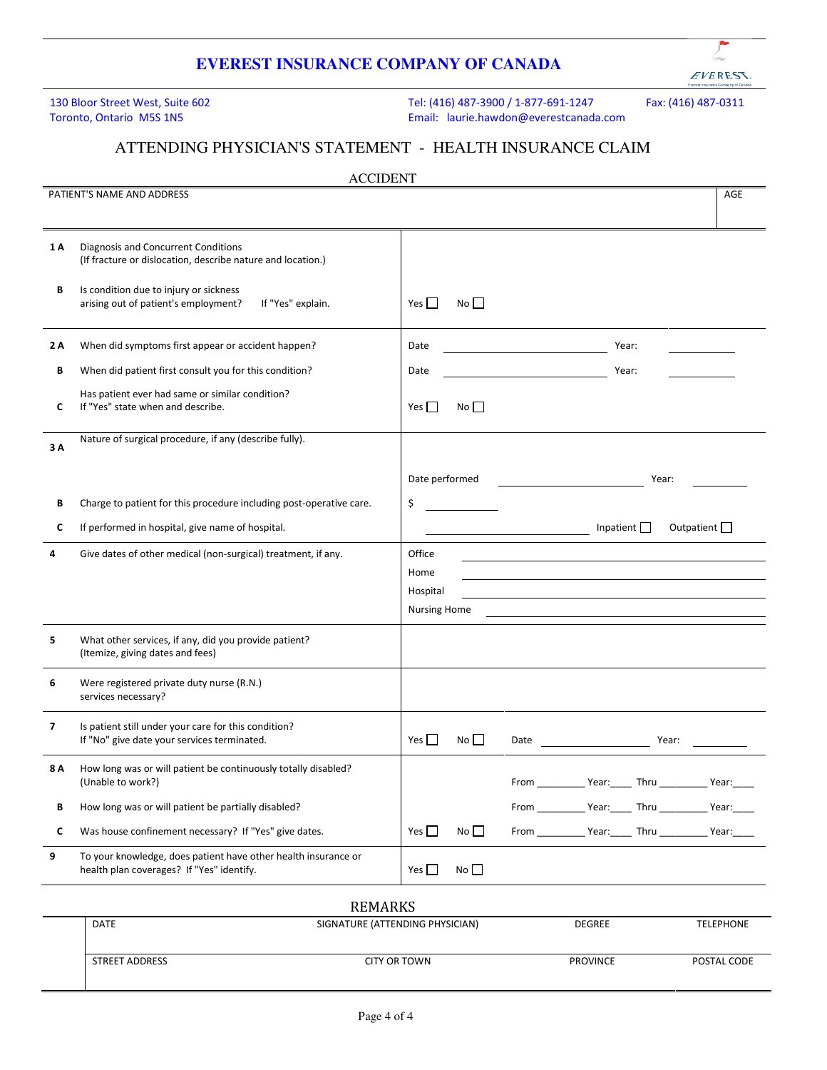# EVEREST INSURANCE COMPANY OF CANADA

130 Bloor Street West, Suite 602
Toronto, Ontario M5S 1N5

Tel: (416) 487-3900 / 1-877-691-1247
Email: laurie.hawdon@everestcanada.com

Fax: (416) 487-0311

## ATTENDING PHYSICIAN'S STATEMENT - HEALTH INSURANCE CLAIM

### ACCIDENT

| PATIENT'S NAME AND ADDRESS | AGE |
|---|---|
| | |

| | | |
|---|---|---|
| **1 A** | Diagnosis and Concurrent Conditions (If fracture or dislocation, describe nature and location.) | |
| **B** | Is condition due to injury or sickness arising out of patient's employment? If "Yes" explain. | Yes ☐ No ☐ |
| **2 A** | When did symptoms first appear or accident happen? | Date ______________ Year: ______ |
| **B** | When did patient first consult you for this condition? | Date ______________ Year: ______ |
| **C** | Has patient ever had same or similar condition? If "Yes" state when and describe. | Yes ☐ No ☐ |
| **3 A** | Nature of surgical procedure, if any (describe fully). | Date performed ______________ Year: ______ |
| **B** | Charge to patient for this procedure including post-operative care. | $ ________ |
| **C** | If performed in hospital, give name of hospital. | ______________ Inpatient ☐ Outpatient ☐ |
| **4** | Give dates of other medical (non-surgical) treatment, if any. | Office ______________<br>Home ______________<br>Hospital ______________<br>Nursing Home ______________ |
| **5** | What other services, if any, did you provide patient? (Itemize, giving dates and fees) | |
| **6** | Were registered private duty nurse (R.N.) services necessary? | |
| **7** | Is patient still under your care for this condition? If "No" give date your services terminated. | Yes ☐ No ☐ Date ______________ Year: ______ |
| **8 A** | How long was or will patient be continuously totally disabled? (Unable to work?) | From ________ Year:____ Thru ________ Year:____ |
| **B** | How long was or will patient be partially disabled? | From ________ Year:____ Thru ________ Year:____ |
| **C** | Was house confinement necessary? If "Yes" give dates. | Yes ☐ No ☐ From ________ Year:____ Thru ________ Year:____ |
| **9** | To your knowledge, does patient have other health insurance or health plan coverages? If "Yes" identify. | Yes ☐ No ☐ |

### REMARKS

| DATE | SIGNATURE (ATTENDING PHYSICIAN) | DEGREE | TELEPHONE |
|---|---|---|---|
| | | | |
| **STREET ADDRESS** | **CITY OR TOWN** | **PROVINCE** | **POSTAL CODE** |
| | | | |